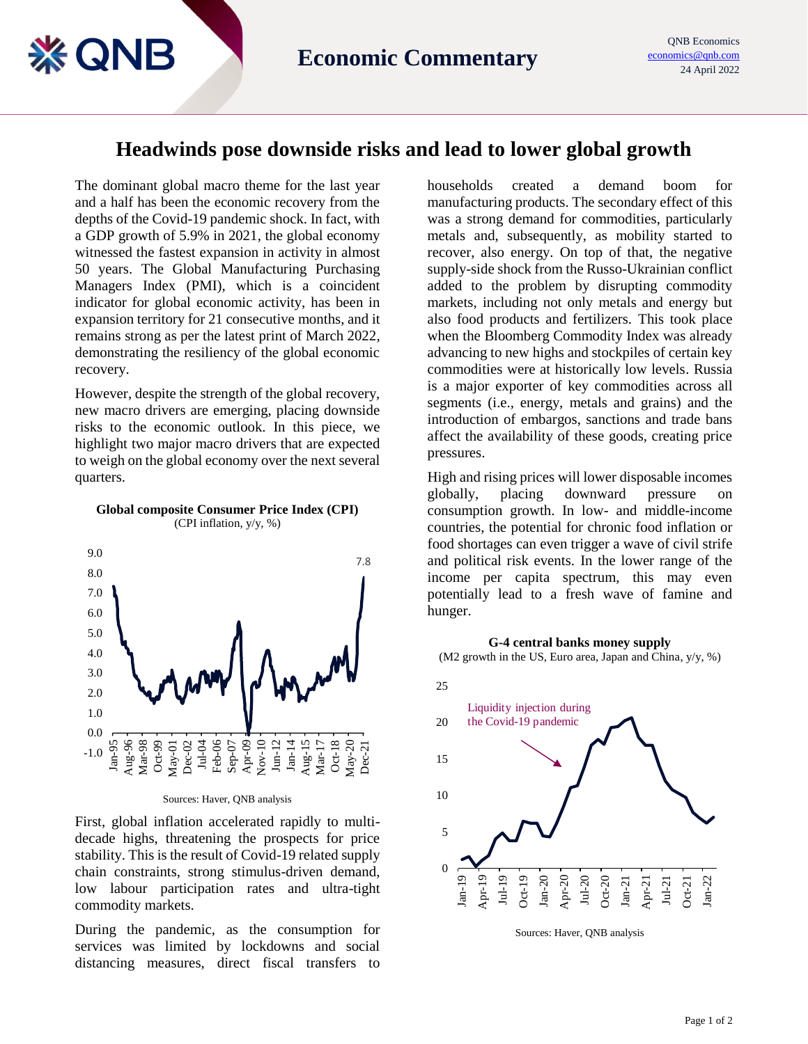# Economic Commentary

QNB Economics
economics@qnb.com
24 April 2022

## Headwinds pose downside risks and lead to lower global growth

The dominant global macro theme for the last year and a half has been the economic recovery from the depths of the Covid-19 pandemic shock. In fact, with a GDP growth of 5.9% in 2021, the global economy witnessed the fastest expansion in activity in almost 50 years. The Global Manufacturing Purchasing Managers Index (PMI), which is a coincident indicator for global economic activity, has been in expansion territory for 21 consecutive months, and it remains strong as per the latest print of March 2022, demonstrating the resiliency of the global economic recovery.

However, despite the strength of the global recovery, new macro drivers are emerging, placing downside risks to the economic outlook. In this piece, we highlight two major macro drivers that are expected to weigh on the global economy over the next several quarters.

**Global composite Consumer Price Index (CPI)**
(CPI inflation, y/y, %)

Sources: Haver, QNB analysis

First, global inflation accelerated rapidly to multi-decade highs, threatening the prospects for price stability. This is the result of Covid-19 related supply chain constraints, strong stimulus-driven demand, low labour participation rates and ultra-tight commodity markets.

During the pandemic, as the consumption for services was limited by lockdowns and social distancing measures, direct fiscal transfers to households created a demand boom for manufacturing products. The secondary effect of this was a strong demand for commodities, particularly metals and, subsequently, as mobility started to recover, also energy. On top of that, the negative supply-side shock from the Russo-Ukrainian conflict added to the problem by disrupting commodity markets, including not only metals and energy but also food products and fertilizers. This took place when the Bloomberg Commodity Index was already advancing to new highs and stockpiles of certain key commodities were at historically low levels. Russia is a major exporter of key commodities across all segments (i.e., energy, metals and grains) and the introduction of embargos, sanctions and trade bans affect the availability of these goods, creating price pressures.

High and rising prices will lower disposable incomes globally, placing downward pressure on consumption growth. In low- and middle-income countries, the potential for chronic food inflation or food shortages can even trigger a wave of civil strife and political risk events. In the lower range of the income per capita spectrum, this may even potentially lead to a fresh wave of famine and hunger.

**G-4 central banks money supply**
(M2 growth in the US, Euro area, Japan and China, y/y, %)

Sources: Haver, QNB analysis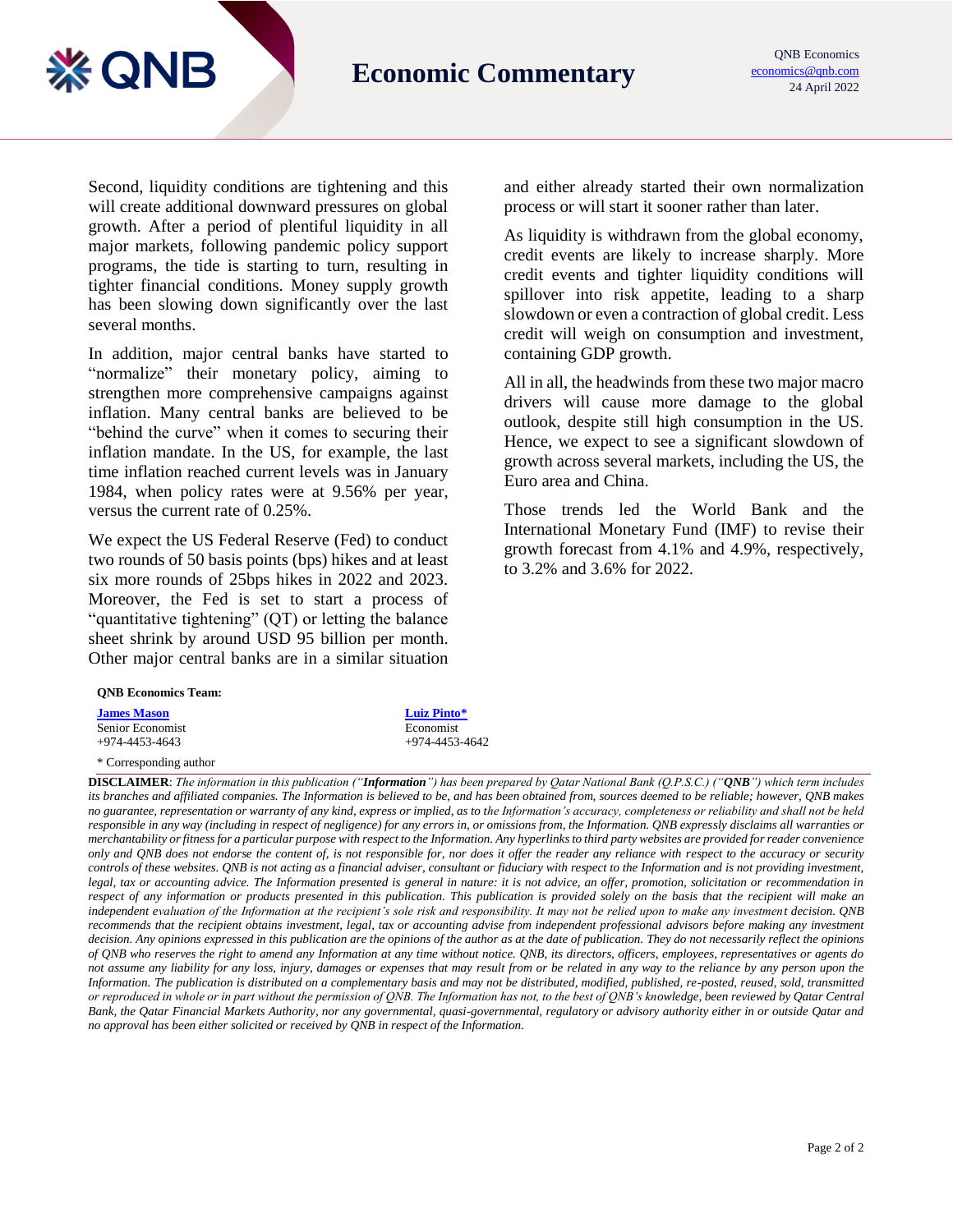Second, liquidity conditions are tightening and this will create additional downward pressures on global growth. After a period of plentiful liquidity in all major markets, following pandemic policy support programs, the tide is starting to turn, resulting in tighter financial conditions. Money supply growth has been slowing down significantly over the last several months.

In addition, major central banks have started to "normalize" their monetary policy, aiming to strengthen more comprehensive campaigns against inflation. Many central banks are believed to be "behind the curve" when it comes to securing their inflation mandate. In the US, for example, the last time inflation reached current levels was in January 1984, when policy rates were at 9.56% per year, versus the current rate of 0.25%.

We expect the US Federal Reserve (Fed) to conduct two rounds of 50 basis points (bps) hikes and at least six more rounds of 25bps hikes in 2022 and 2023. Moreover, the Fed is set to start a process of "quantitative tightening" (QT) or letting the balance sheet shrink by around USD 95 billion per month. Other major central banks are in a similar situation and either already started their own normalization process or will start it sooner rather than later.

As liquidity is withdrawn from the global economy, credit events are likely to increase sharply. More credit events and tighter liquidity conditions will spillover into risk appetite, leading to a sharp slowdown or even a contraction of global credit. Less credit will weigh on consumption and investment, containing GDP growth.

All in all, the headwinds from these two major macro drivers will cause more damage to the global outlook, despite still high consumption in the US. Hence, we expect to see a significant slowdown of growth across several markets, including the US, the Euro area and China.

Those trends led the World Bank and the International Monetary Fund (IMF) to revise their growth forecast from 4.1% and 4.9%, respectively, to 3.2% and 3.6% for 2022.

**QNB Economics Team:**

**James Mason**
Senior Economist
+974-4453-4643

**Luiz Pinto***
Economist
+974-4453-4642

* Corresponding author

**DISCLAIMER**: *The information in this publication ("**Information**") has been prepared by Qatar National Bank (Q.P.S.C.) ("**QNB**") which term includes its branches and affiliated companies. The Information is believed to be, and has been obtained from, sources deemed to be reliable; however, QNB makes no guarantee, representation or warranty of any kind, express or implied, as to the Information's accuracy, completeness or reliability and shall not be held responsible in any way (including in respect of negligence) for any errors in, or omissions from, the Information. QNB expressly disclaims all warranties or merchantability or fitness for a particular purpose with respect to the Information. Any hyperlinks to third party websites are provided for reader convenience only and QNB does not endorse the content of, is not responsible for, nor does it offer the reader any reliance with respect to the accuracy or security controls of these websites. QNB is not acting as a financial adviser, consultant or fiduciary with respect to the Information and is not providing investment, legal, tax or accounting advice. The Information presented is general in nature: it is not advice, an offer, promotion, solicitation or recommendation in respect of any information or products presented in this publication. This publication is provided solely on the basis that the recipient will make an independent evaluation of the Information at the recipient's sole risk and responsibility. It may not be relied upon to make any investment decision. QNB recommends that the recipient obtains investment, legal, tax or accounting advise from independent professional advisors before making any investment decision. Any opinions expressed in this publication are the opinions of the author as at the date of publication. They do not necessarily reflect the opinions of QNB who reserves the right to amend any Information at any time without notice. QNB, its directors, officers, employees, representatives or agents do not assume any liability for any loss, injury, damages or expenses that may result from or be related in any way to the reliance by any person upon the Information. The publication is distributed on a complementary basis and may not be distributed, modified, published, re-posted, reused, sold, transmitted or reproduced in whole or in part without the permission of QNB. The Information has not, to the best of QNB's knowledge, been reviewed by Qatar Central Bank, the Qatar Financial Markets Authority, nor any governmental, quasi-governmental, regulatory or advisory authority either in or outside Qatar and no approval has been either solicited or received by QNB in respect of the Information.*